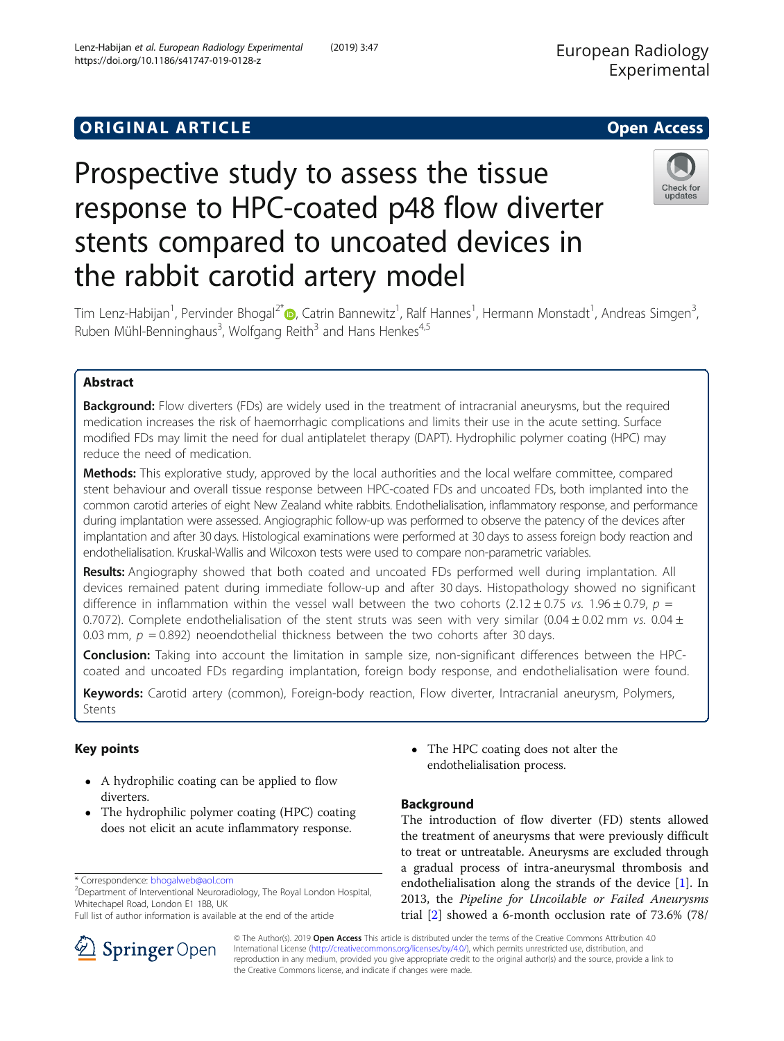ORIGINAL ARTICLE

Open Access

# Prospective study to assess the tissue response to HPC-coated p48 flow diverter stents compared to uncoated devices in the rabbit carotid artery model

Tim Lenz-Habijan[1], Pervinder Bhogal[2*], Catrin Bannewitz[1], Ralf Hannes[1], Hermann Monstadt[1], Andreas Simgen[3], Ruben Mühl-Benninghaus[3], Wolfgang Reith[3] and Hans Henkes[4,5]

## Abstract

**Background:** Flow diverters (FDs) are widely used in the treatment of intracranial aneurysms, but the required medication increases the risk of haemorrhagic complications and limits their use in the acute setting. Surface modified FDs may limit the need for dual antiplatelet therapy (DAPT). Hydrophilic polymer coating (HPC) may reduce the need of medication.

**Methods:** This explorative study, approved by the local authorities and the local welfare committee, compared stent behaviour and overall tissue response between HPC-coated FDs and uncoated FDs, both implanted into the common carotid arteries of eight New Zealand white rabbits. Endothelialisation, inflammatory response, and performance during implantation were assessed. Angiographic follow-up was performed to observe the patency of the devices after implantation and after 30 days. Histological examinations were performed at 30 days to assess foreign body reaction and endothelialisation. Kruskal-Wallis and Wilcoxon tests were used to compare non-parametric variables.

**Results:** Angiography showed that both coated and uncoated FDs performed well during implantation. All devices remained patent during immediate follow-up and after 30 days. Histopathology showed no significant difference in inflammation within the vessel wall between the two cohorts ($2.12 \pm 0.75$ *vs.* $1.96 \pm 0.79$, $p = 0.7072$). Complete endothelialisation of the stent struts was seen with very similar ($0.04 \pm 0.02$ mm *vs.* $0.04 \pm 0.03$ mm, $p = 0.892$) neoendothelial thickness between the two cohorts after 30 days.

**Conclusion:** Taking into account the limitation in sample size, non-significant differences between the HPC-coated and uncoated FDs regarding implantation, foreign body response, and endothelialisation were found.

**Keywords:** Carotid artery (common), Foreign-body reaction, Flow diverter, Intracranial aneurysm, Polymers, Stents

## Key points

- A hydrophilic coating can be applied to flow diverters.
- The hydrophilic polymer coating (HPC) coating does not elicit an acute inflammatory response.
- The HPC coating does not alter the endothelialisation process.

## Background

The introduction of flow diverter (FD) stents allowed the treatment of aneurysms that were previously difficult to treat or untreatable. Aneurysms are excluded through a gradual process of intra-aneurysmal thrombosis and endothelialisation along the strands of the device [1]. In 2013, the *Pipeline for Uncoilable or Failed Aneurysms* trial [2] showed a 6-month occlusion rate of 73.6% (78/

* Correspondence: bhogalweb@aol.com
[2]Department of Interventional Neuroradiology, The Royal London Hospital, Whitechapel Road, London E1 1BB, UK
Full list of author information is available at the end of the article

© The Author(s). 2019 **Open Access** This article is distributed under the terms of the Creative Commons Attribution 4.0 International License (http://creativecommons.org/licenses/by/4.0/), which permits unrestricted use, distribution, and reproduction in any medium, provided you give appropriate credit to the original author(s) and the source, provide a link to the Creative Commons license, and indicate if changes were made.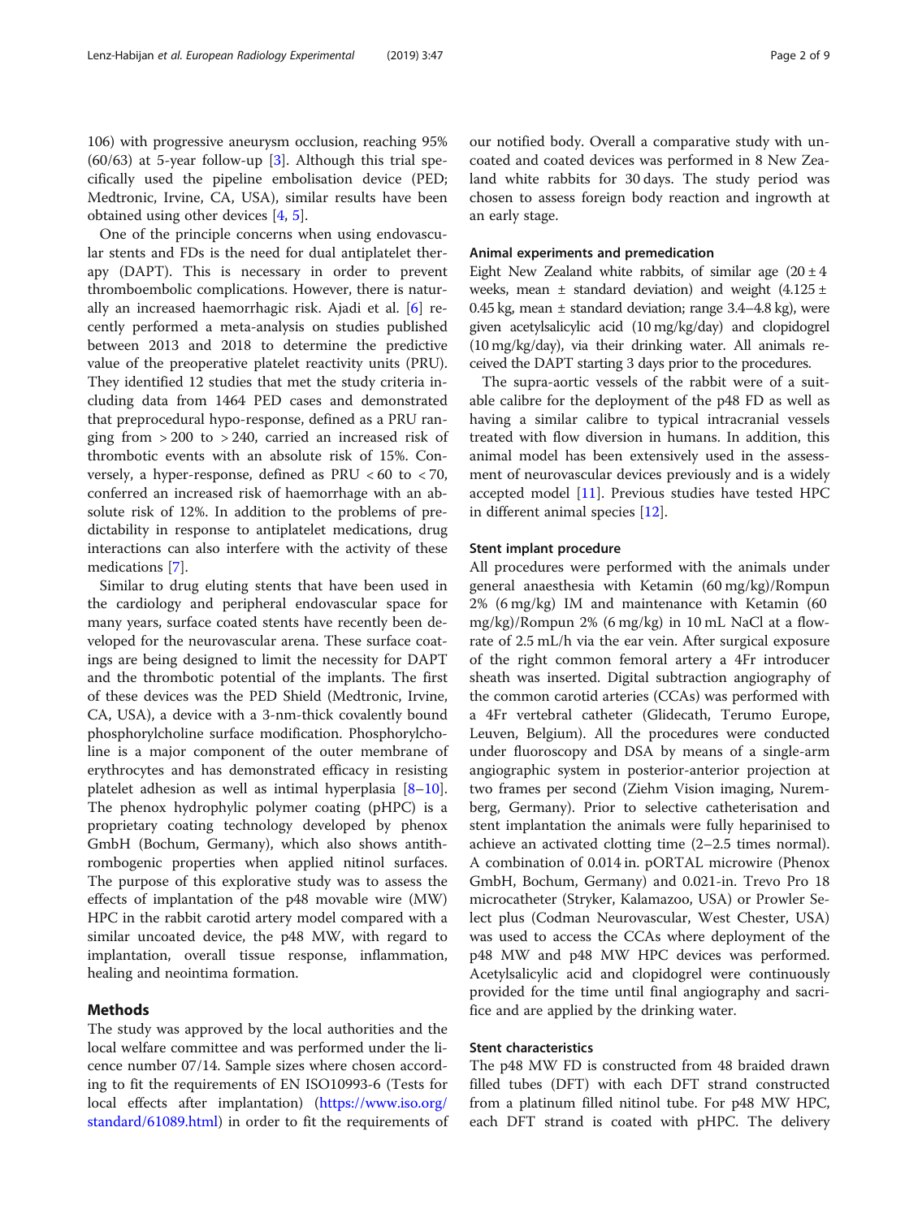106) with progressive aneurysm occlusion, reaching 95% (60/63) at 5-year follow-up [3]. Although this trial specifically used the pipeline embolisation device (PED; Medtronic, Irvine, CA, USA), similar results have been obtained using other devices [4, 5].

One of the principle concerns when using endovascular stents and FDs is the need for dual antiplatelet therapy (DAPT). This is necessary in order to prevent thromboembolic complications. However, there is naturally an increased haemorrhagic risk. Ajadi et al. [6] recently performed a meta-analysis on studies published between 2013 and 2018 to determine the predictive value of the preoperative platelet reactivity units (PRU). They identified 12 studies that met the study criteria including data from 1464 PED cases and demonstrated that preprocedural hypo-response, defined as a PRU ranging from > 200 to > 240, carried an increased risk of thrombotic events with an absolute risk of 15%. Conversely, a hyper-response, defined as PRU < 60 to < 70, conferred an increased risk of haemorrhage with an absolute risk of 12%. In addition to the problems of predictability in response to antiplatelet medications, drug interactions can also interfere with the activity of these medications [7].

Similar to drug eluting stents that have been used in the cardiology and peripheral endovascular space for many years, surface coated stents have recently been developed for the neurovascular arena. These surface coatings are being designed to limit the necessity for DAPT and the thrombotic potential of the implants. The first of these devices was the PED Shield (Medtronic, Irvine, CA, USA), a device with a 3-nm-thick covalently bound phosphorylcholine surface modification. Phosphorylcholine is a major component of the outer membrane of erythrocytes and has demonstrated efficacy in resisting platelet adhesion as well as intimal hyperplasia [8–10]. The phenox hydrophylic polymer coating (pHPC) is a proprietary coating technology developed by phenox GmbH (Bochum, Germany), which also shows antithrombogenic properties when applied nitinol surfaces. The purpose of this explorative study was to assess the effects of implantation of the p48 movable wire (MW) HPC in the rabbit carotid artery model compared with a similar uncoated device, the p48 MW, with regard to implantation, overall tissue response, inflammation, healing and neointima formation.

## Methods

The study was approved by the local authorities and the local welfare committee and was performed under the licence number 07/14. Sample sizes where chosen according to fit the requirements of EN ISO10993-6 (Tests for local effects after implantation) (https://www.iso.org/standard/61089.html) in order to fit the requirements of our notified body. Overall a comparative study with uncoated and coated devices was performed in 8 New Zealand white rabbits for 30 days. The study period was chosen to assess foreign body reaction and ingrowth at an early stage.

### Animal experiments and premedication

Eight New Zealand white rabbits, of similar age (20 ± 4 weeks, mean ± standard deviation) and weight (4.125 ± 0.45 kg, mean ± standard deviation; range 3.4–4.8 kg), were given acetylsalicylic acid (10 mg/kg/day) and clopidogrel (10 mg/kg/day), via their drinking water. All animals received the DAPT starting 3 days prior to the procedures.

The supra-aortic vessels of the rabbit were of a suitable calibre for the deployment of the p48 FD as well as having a similar calibre to typical intracranial vessels treated with flow diversion in humans. In addition, this animal model has been extensively used in the assessment of neurovascular devices previously and is a widely accepted model [11]. Previous studies have tested HPC in different animal species [12].

### Stent implant procedure

All procedures were performed with the animals under general anaesthesia with Ketamin (60 mg/kg)/Rompun 2% (6 mg/kg) IM and maintenance with Ketamin (60 mg/kg)/Rompun 2% (6 mg/kg) in 10 mL NaCl at a flowrate of 2.5 mL/h via the ear vein. After surgical exposure of the right common femoral artery a 4Fr introducer sheath was inserted. Digital subtraction angiography of the common carotid arteries (CCAs) was performed with a 4Fr vertebral catheter (Glidecath, Terumo Europe, Leuven, Belgium). All the procedures were conducted under fluoroscopy and DSA by means of a single-arm angiographic system in posterior-anterior projection at two frames per second (Ziehm Vision imaging, Nuremberg, Germany). Prior to selective catheterisation and stent implantation the animals were fully heparinised to achieve an activated clotting time (2–2.5 times normal). A combination of 0.014 in. pORTAL microwire (Phenox GmbH, Bochum, Germany) and 0.021-in. Trevo Pro 18 microcatheter (Stryker, Kalamazoo, USA) or Prowler Select plus (Codman Neurovascular, West Chester, USA) was used to access the CCAs where deployment of the p48 MW and p48 MW HPC devices was performed. Acetylsalicylic acid and clopidogrel were continuously provided for the time until final angiography and sacrifice and are applied by the drinking water.

### Stent characteristics

The p48 MW FD is constructed from 48 braided drawn filled tubes (DFT) with each DFT strand constructed from a platinum filled nitinol tube. For p48 MW HPC, each DFT strand is coated with pHPC. The delivery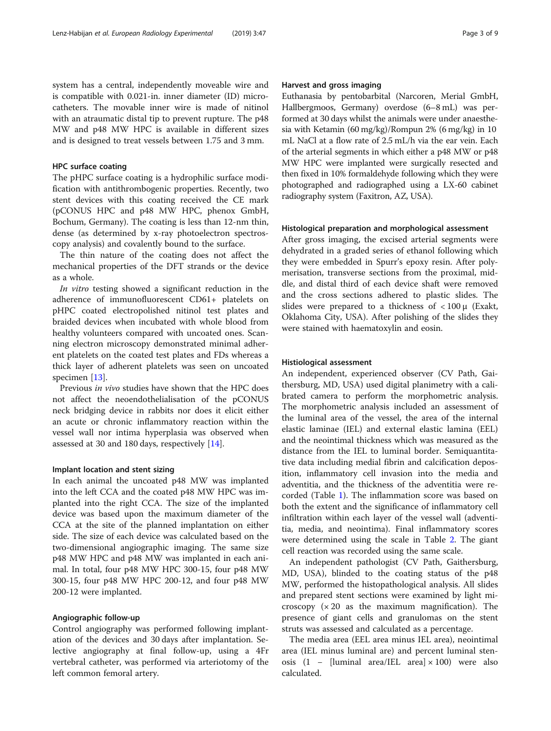system has a central, independently moveable wire and is compatible with 0.021-in. inner diameter (ID) microcatheters. The movable inner wire is made of nitinol with an atraumatic distal tip to prevent rupture. The p48 MW and p48 MW HPC is available in different sizes and is designed to treat vessels between 1.75 and 3 mm.

### HPC surface coating

The pHPC surface coating is a hydrophilic surface modification with antithrombogenic properties. Recently, two stent devices with this coating received the CE mark (pCONUS HPC and p48 MW HPC, phenox GmbH, Bochum, Germany). The coating is less than 12-nm thin, dense (as determined by x-ray photoelectron spectroscopy analysis) and covalently bound to the surface.

The thin nature of the coating does not affect the mechanical properties of the DFT strands or the device as a whole.

*In vitro* testing showed a significant reduction in the adherence of immunofluorescent CD61+ platelets on pHPC coated electropolished nitinol test plates and braided devices when incubated with whole blood from healthy volunteers compared with uncoated ones. Scanning electron microscopy demonstrated minimal adherent platelets on the coated test plates and FDs whereas a thick layer of adherent platelets was seen on uncoated specimen [13].

Previous *in vivo* studies have shown that the HPC does not affect the neoendothelialisation of the pCONUS neck bridging device in rabbits nor does it elicit either an acute or chronic inflammatory reaction within the vessel wall nor intima hyperplasia was observed when assessed at 30 and 180 days, respectively [14].

### Implant location and stent sizing

In each animal the uncoated p48 MW was implanted into the left CCA and the coated p48 MW HPC was implanted into the right CCA. The size of the implanted device was based upon the maximum diameter of the CCA at the site of the planned implantation on either side. The size of each device was calculated based on the two-dimensional angiographic imaging. The same size p48 MW HPC and p48 MW was implanted in each animal. In total, four p48 MW HPC 300-15, four p48 MW 300-15, four p48 MW HPC 200-12, and four p48 MW 200-12 were implanted.

### Angiographic follow-up

Control angiography was performed following implantation of the devices and 30 days after implantation. Selective angiography at final follow-up, using a 4Fr vertebral catheter, was performed via arteriotomy of the left common femoral artery.

### Harvest and gross imaging

Euthanasia by pentobarbital (Narcoren, Merial GmbH, Hallbergmoos, Germany) overdose (6–8 mL) was performed at 30 days whilst the animals were under anaesthesia with Ketamin (60 mg/kg)/Rompun 2% (6 mg/kg) in 10 mL NaCl at a flow rate of 2.5 mL/h via the ear vein. Each of the arterial segments in which either a p48 MW or p48 MW HPC were implanted were surgically resected and then fixed in 10% formaldehyde following which they were photographed and radiographed using a LX-60 cabinet radiography system (Faxitron, AZ, USA).

### Histological preparation and morphological assessment

After gross imaging, the excised arterial segments were dehydrated in a graded series of ethanol following which they were embedded in Spurr's epoxy resin. After polymerisation, transverse sections from the proximal, middle, and distal third of each device shaft were removed and the cross sections adhered to plastic slides. The slides were prepared to a thickness of < 100 μ (Exakt, Oklahoma City, USA). After polishing of the slides they were stained with haematoxylin and eosin.

### Histiological assessment

An independent, experienced observer (CV Path, Gaithersburg, MD, USA) used digital planimetry with a calibrated camera to perform the morphometric analysis. The morphometric analysis included an assessment of the luminal area of the vessel, the area of the internal elastic laminae (IEL) and external elastic lamina (EEL) and the neointimal thickness which was measured as the distance from the IEL to luminal border. Semiquantitative data including medial fibrin and calcification deposition, inflammatory cell invasion into the media and adventitia, and the thickness of the adventitia were recorded (Table 1). The inflammation score was based on both the extent and the significance of inflammatory cell infiltration within each layer of the vessel wall (adventitia, media, and neointima). Final inflammatory scores were determined using the scale in Table 2. The giant cell reaction was recorded using the same scale.

An independent pathologist (CV Path, Gaithersburg, MD, USA), blinded to the coating status of the p48 MW, performed the histopathological analysis. All slides and prepared stent sections were examined by light microscopy (× 20 as the maximum magnification). The presence of giant cells and granulomas on the stent struts was assessed and calculated as a percentage.

The media area (EEL area minus IEL area), neointimal area (IEL minus luminal are) and percent luminal stenosis (1 − [luminal area/IEL area] × 100) were also calculated.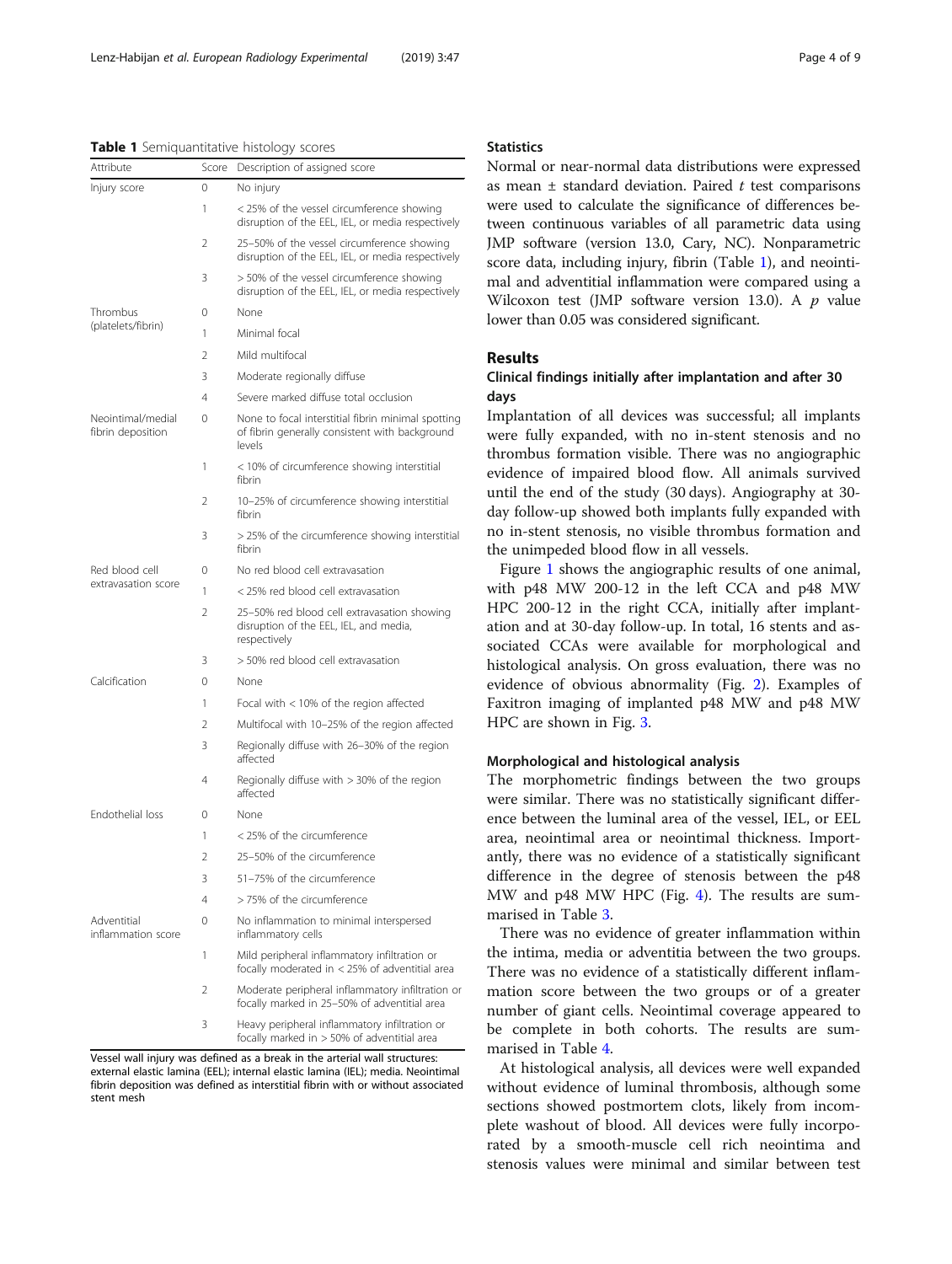**Table 1** Semiquantitative histology scores

| Attribute | Score | Description of assigned score |
|---|---|---|
| Injury score | 0 | No injury |
| | 1 | < 25% of the vessel circumference showing disruption of the EEL, IEL, or media respectively |
| | 2 | 25–50% of the vessel circumference showing disruption of the EEL, IEL, or media respectively |
| | 3 | > 50% of the vessel circumference showing disruption of the EEL, IEL, or media respectively |
| Thrombus (platelets/fibrin) | 0 | None |
| | 1 | Minimal focal |
| | 2 | Mild multifocal |
| | 3 | Moderate regionally diffuse |
| | 4 | Severe marked diffuse total occlusion |
| Neointimal/medial fibrin deposition | 0 | None to focal interstitial fibrin minimal spotting of fibrin generally consistent with background levels |
| | 1 | < 10% of circumference showing interstitial fibrin |
| | 2 | 10–25% of circumference showing interstitial fibrin |
| | 3 | > 25% of the circumference showing interstitial fibrin |
| Red blood cell extravasation score | 0 | No red blood cell extravasation |
| | 1 | < 25% red blood cell extravasation |
| | 2 | 25–50% red blood cell extravasation showing disruption of the EEL, IEL, and media, respectively |
| | 3 | > 50% red blood cell extravasation |
| Calcification | 0 | None |
| | 1 | Focal with < 10% of the region affected |
| | 2 | Multifocal with 10–25% of the region affected |
| | 3 | Regionally diffuse with 26–30% of the region affected |
| | 4 | Regionally diffuse with > 30% of the region affected |
| Endothelial loss | 0 | None |
| | 1 | < 25% of the circumference |
| | 2 | 25–50% of the circumference |
| | 3 | 51–75% of the circumference |
| | 4 | > 75% of the circumference |
| Adventitial inflammation score | 0 | No inflammation to minimal interspersed inflammatory cells |
| | 1 | Mild peripheral inflammatory infiltration or focally moderated in < 25% of adventitial area |
| | 2 | Moderate peripheral inflammatory infiltration or focally marked in 25–50% of adventitial area |
| | 3 | Heavy peripheral inflammatory infiltration or focally marked in > 50% of adventitial area |

Vessel wall injury was defined as a break in the arterial wall structures: external elastic lamina (EEL); internal elastic lamina (IEL); media. Neointimal fibrin deposition was defined as interstitial fibrin with or without associated stent mesh

### Statistics

Normal or near-normal data distributions were expressed as mean ± standard deviation. Paired $t$ test comparisons were used to calculate the significance of differences between continuous variables of all parametric data using JMP software (version 13.0, Cary, NC). Nonparametric score data, including injury, fibrin (Table 1), and neointimal and adventitial inflammation were compared using a Wilcoxon test (JMP software version 13.0). A $p$ value lower than 0.05 was considered significant.

## Results

### Clinical findings initially after implantation and after 30 days

Implantation of all devices was successful; all implants were fully expanded, with no in-stent stenosis and no thrombus formation visible. There was no angiographic evidence of impaired blood flow. All animals survived until the end of the study (30 days). Angiography at 30-day follow-up showed both implants fully expanded with no in-stent stenosis, no visible thrombus formation and the unimpeded blood flow in all vessels.

Figure 1 shows the angiographic results of one animal, with p48 MW 200-12 in the left CCA and p48 MW HPC 200-12 in the right CCA, initially after implantation and at 30-day follow-up. In total, 16 stents and associated CCAs were available for morphological and histological analysis. On gross evaluation, there was no evidence of obvious abnormality (Fig. 2). Examples of Faxitron imaging of implanted p48 MW and p48 MW HPC are shown in Fig. 3.

### Morphological and histological analysis

The morphometric findings between the two groups were similar. There was no statistically significant difference between the luminal area of the vessel, IEL, or EEL area, neointimal area or neointimal thickness. Importantly, there was no evidence of a statistically significant difference in the degree of stenosis between the p48 MW and p48 MW HPC (Fig. 4). The results are summarised in Table 3.

There was no evidence of greater inflammation within the intima, media or adventitia between the two groups. There was no evidence of a statistically different inflammation score between the two groups or of a greater number of giant cells. Neointimal coverage appeared to be complete in both cohorts. The results are summarised in Table 4.

At histological analysis, all devices were well expanded without evidence of luminal thrombosis, although some sections showed postmortem clots, likely from incomplete washout of blood. All devices were fully incorporated by a smooth-muscle cell rich neointima and stenosis values were minimal and similar between test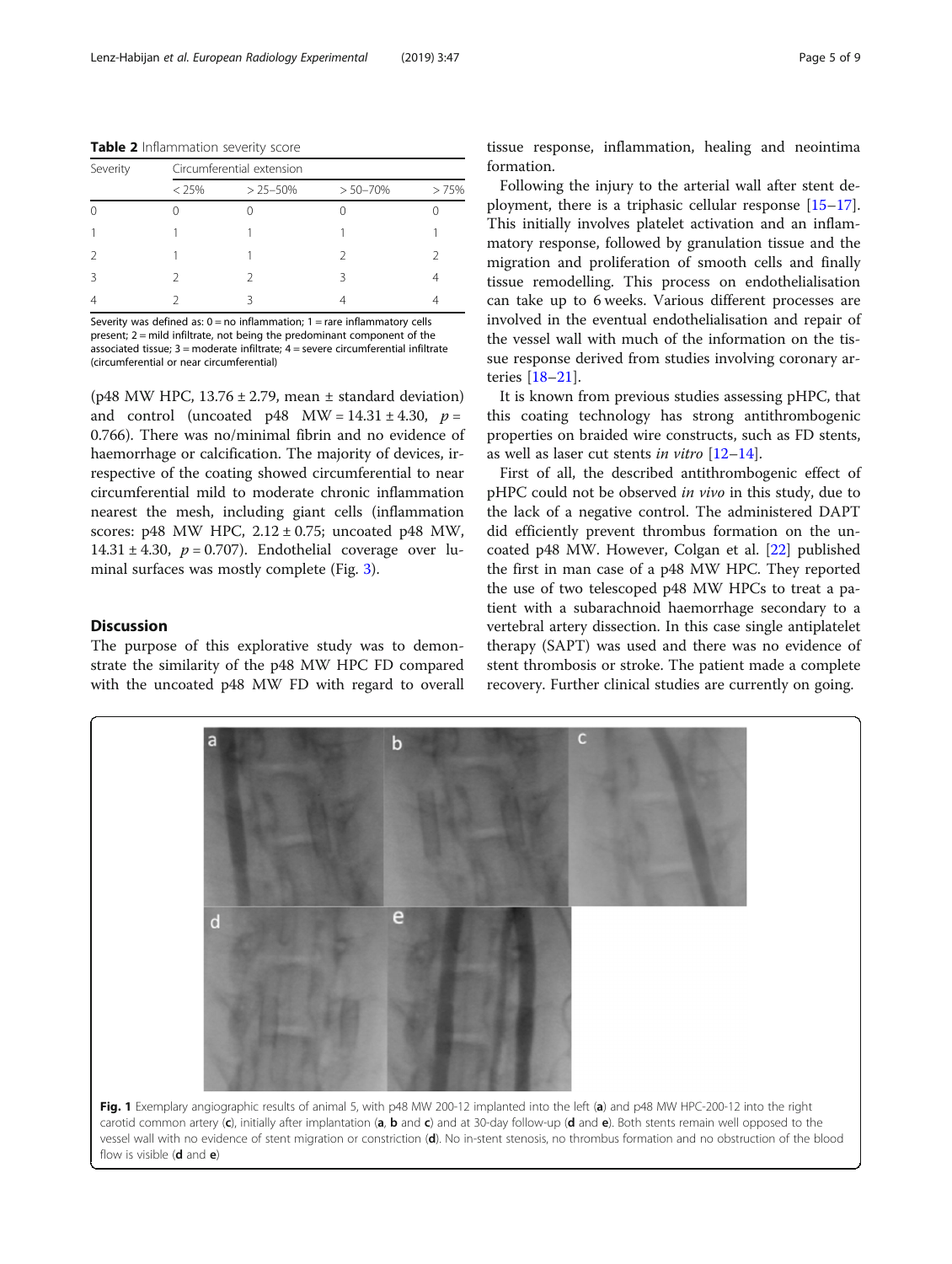**Table 2** Inflammation severity score

| Severity | Circumferential extension | | | |
|---|---|---|---|---|
| | < 25% | > 25–50% | > 50–70% | > 75% |
| 0 | 0 | 0 | 0 | 0 |
| 1 | 1 | 1 | 1 | 1 |
| 2 | 1 | 1 | 2 | 2 |
| 3 | 2 | 2 | 3 | 4 |
| 4 | 2 | 3 | 4 | 4 |

Severity was defined as: 0 = no inflammation; 1 = rare inflammatory cells present; 2 = mild infiltrate, not being the predominant component of the associated tissue; 3 = moderate infiltrate; 4 = severe circumferential infiltrate (circumferential or near circumferential)

(p48 MW HPC, 13.76 ± 2.79, mean ± standard deviation) and control (uncoated p48 MW = 14.31 ± 4.30, $p$ = 0.766). There was no/minimal fibrin and no evidence of haemorrhage or calcification. The majority of devices, irrespective of the coating showed circumferential to near circumferential mild to moderate chronic inflammation nearest the mesh, including giant cells (inflammation scores: p48 MW HPC, 2.12 ± 0.75; uncoated p48 MW, 14.31 ± 4.30, $p$ = 0.707). Endothelial coverage over luminal surfaces was mostly complete (Fig. 3).

## Discussion

The purpose of this explorative study was to demonstrate the similarity of the p48 MW HPC FD compared with the uncoated p48 MW FD with regard to overall tissue response, inflammation, healing and neointima formation.

Following the injury to the arterial wall after stent deployment, there is a triphasic cellular response [15–17]. This initially involves platelet activation and an inflammatory response, followed by granulation tissue and the migration and proliferation of smooth cells and finally tissue remodelling. This process on endothelialisation can take up to 6 weeks. Various different processes are involved in the eventual endothelialisation and repair of the vessel wall with much of the information on the tissue response derived from studies involving coronary arteries [18–21].

It is known from previous studies assessing pHPC, that this coating technology has strong antithrombogenic properties on braided wire constructs, such as FD stents, as well as laser cut stents *in vitro* [12–14].

First of all, the described antithrombogenic effect of pHPC could not be observed *in vivo* in this study, due to the lack of a negative control. The administered DAPT did efficiently prevent thrombus formation on the uncoated p48 MW. However, Colgan et al. [22] published the first in man case of a p48 MW HPC. They reported the use of two telescoped p48 MW HPCs to treat a patient with a subarachnoid haemorrhage secondary to a vertebral artery dissection. In this case single antiplatelet therapy (SAPT) was used and there was no evidence of stent thrombosis or stroke. The patient made a complete recovery. Further clinical studies are currently on going.

**Fig. 1** Exemplary angiographic results of animal 5, with p48 MW 200-12 implanted into the left (**a**) and p48 MW HPC-200-12 into the right carotid common artery (**c**), initially after implantation (**a**, **b** and **c**) and at 30-day follow-up (**d** and **e**). Both stents remain well opposed to the vessel wall with no evidence of stent migration or constriction (**d**). No in-stent stenosis, no thrombus formation and no obstruction of the blood flow is visible (**d** and **e**)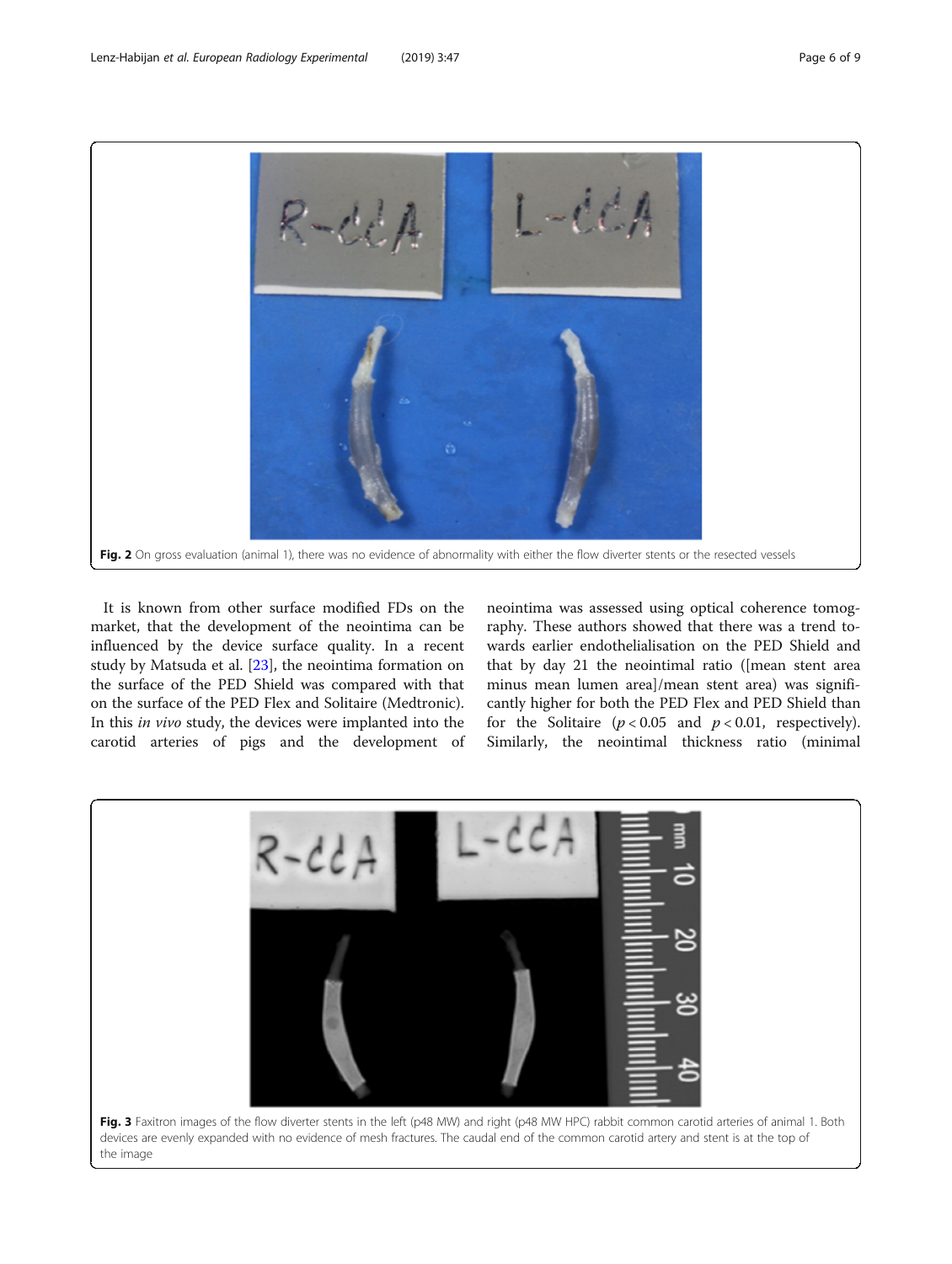Fig. 2 On gross evaluation (animal 1), there was no evidence of abnormality with either the flow diverter stents or the resected vessels

It is known from other surface modified FDs on the market, that the development of the neointima can be influenced by the device surface quality. In a recent study by Matsuda et al. [23], the neointima formation on the surface of the PED Shield was compared with that on the surface of the PED Flex and Solitaire (Medtronic). In this *in vivo* study, the devices were implanted into the carotid arteries of pigs and the development of neointima was assessed using optical coherence tomography. These authors showed that there was a trend towards earlier endothelialisation on the PED Shield and that by day 21 the neointimal ratio ([mean stent area minus mean lumen area]/mean stent area) was significantly higher for both the PED Flex and PED Shield than for the Solitaire ($p < 0.05$ and $p < 0.01$, respectively). Similarly, the neointimal thickness ratio (minimal

Fig. 3 Faxitron images of the flow diverter stents in the left (p48 MW) and right (p48 MW HPC) rabbit common carotid arteries of animal 1. Both devices are evenly expanded with no evidence of mesh fractures. The caudal end of the common carotid artery and stent is at the top of the image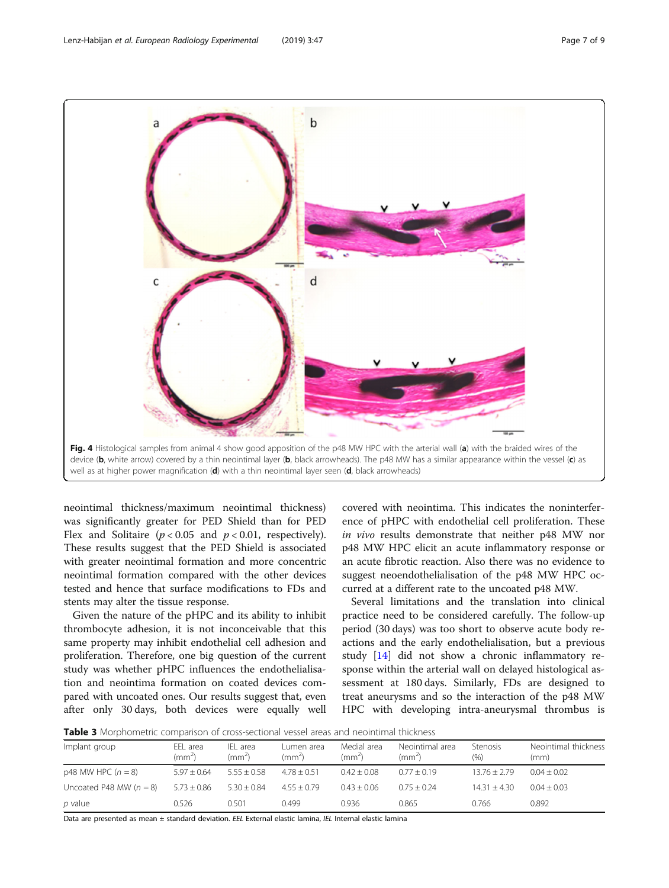Fig. 4 Histological samples from animal 4 show good apposition of the p48 MW HPC with the arterial wall (**a**) with the braided wires of the device (**b**, white arrow) covered by a thin neointimal layer (**b**, black arrowheads). The p48 MW has a similar appearance within the vessel (**c**) as well as at higher power magnification (**d**) with a thin neointimal layer seen (**d**, black arrowheads)

neointimal thickness/maximum neointimal thickness) was significantly greater for PED Shield than for PED Flex and Solitaire ($p < 0.05$ and $p < 0.01$, respectively). These results suggest that the PED Shield is associated with greater neointimal formation and more concentric neointimal formation compared with the other devices tested and hence that surface modifications to FDs and stents may alter the tissue response.

Given the nature of the pHPC and its ability to inhibit thrombocyte adhesion, it is not inconceivable that this same property may inhibit endothelial cell adhesion and proliferation. Therefore, one big question of the current study was whether pHPC influences the endothelialisation and neointima formation on coated devices compared with uncoated ones. Our results suggest that, even after only 30 days, both devices were equally well covered with neointima. This indicates the noninterference of pHPC with endothelial cell proliferation. These *in vivo* results demonstrate that neither p48 MW nor p48 MW HPC elicit an acute inflammatory response or an acute fibrotic reaction. Also there was no evidence to suggest neoendothelialisation of the p48 MW HPC occurred at a different rate to the uncoated p48 MW.

Several limitations and the translation into clinical practice need to be considered carefully. The follow-up period (30 days) was too short to observe acute body reactions and the early endothelialisation, but a previous study [14] did not show a chronic inflammatory response within the arterial wall on delayed histological assessment at 180 days. Similarly, FDs are designed to treat aneurysms and so the interaction of the p48 MW HPC with developing intra-aneurysmal thrombus is

**Table 3** Morphometric comparison of cross-sectional vessel areas and neointimal thickness

| Implant group | EEL area ($mm^2$) | IEL area ($mm^2$) | Lumen area ($mm^2$) | Medial area ($mm^2$) | Neointimal area ($mm^2$) | Stenosis (%) | Neointimal thickness (mm) |
|---|---|---|---|---|---|---|---|
| p48 MW HPC ($n = 8$) | 5.97 ± 0.64 | 5.55 ± 0.58 | 4.78 ± 0.51 | 0.42 ± 0.08 | 0.77 ± 0.19 | 13.76 ± 2.79 | 0.04 ± 0.02 |
| Uncoated P48 MW ($n = 8$) | 5.73 ± 0.86 | 5.30 ± 0.84 | 4.55 ± 0.79 | 0.43 ± 0.06 | 0.75 ± 0.24 | 14.31 ± 4.30 | 0.04 ± 0.03 |
| $p$ value | 0.526 | 0.501 | 0.499 | 0.936 | 0.865 | 0.766 | 0.892 |

Data are presented as mean ± standard deviation. *EEL* External elastic lamina, *IEL* Internal elastic lamina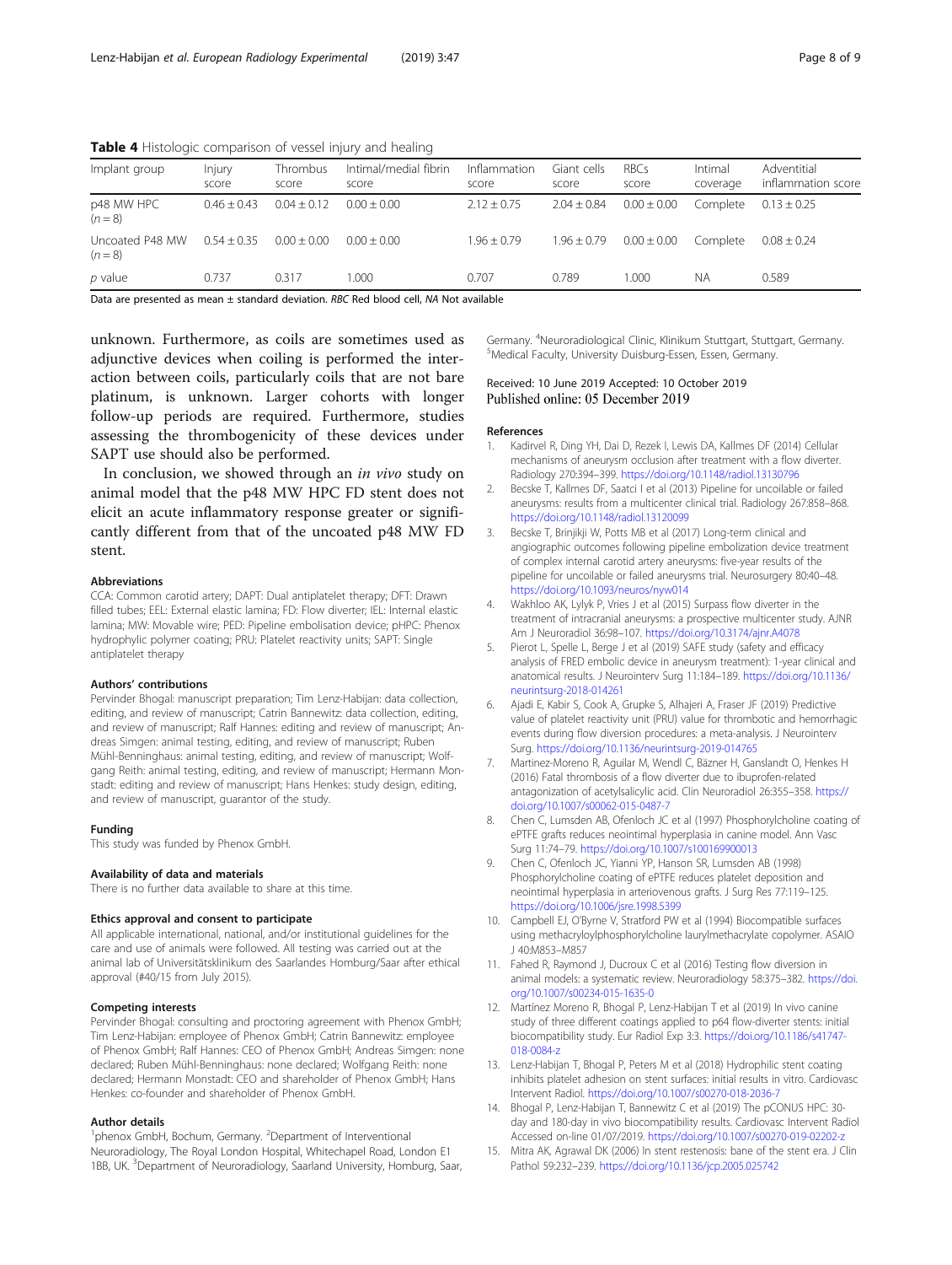**Table 4** Histologic comparison of vessel injury and healing

| Implant group | Injury score | Thrombus score | Intimal/medial fibrin score | Inflammation score | Giant cells score | RBCs score | Intimal coverage | Adventitial inflammation score |
|---|---|---|---|---|---|---|---|---|
| p48 MW HPC (n = 8) | 0.46 ± 0.43 | 0.04 ± 0.12 | 0.00 ± 0.00 | 2.12 ± 0.75 | 2.04 ± 0.84 | 0.00 ± 0.00 | Complete | 0.13 ± 0.25 |
| Uncoated P48 MW (n = 8) | 0.54 ± 0.35 | 0.00 ± 0.00 | 0.00 ± 0.00 | 1.96 ± 0.79 | 1.96 ± 0.79 | 0.00 ± 0.00 | Complete | 0.08 ± 0.24 |
| p value | 0.737 | 0.317 | 1.000 | 0.707 | 0.789 | 1.000 | NA | 0.589 |

Data are presented as mean ± standard deviation. RBC Red blood cell, NA Not available

unknown. Furthermore, as coils are sometimes used as adjunctive devices when coiling is performed the interaction between coils, particularly coils that are not bare platinum, is unknown. Larger cohorts with longer follow-up periods are required. Furthermore, studies assessing the thrombogenicity of these devices under SAPT use should also be performed.

In conclusion, we showed through an *in vivo* study on animal model that the p48 MW HPC FD stent does not elicit an acute inflammatory response greater or significantly different from that of the uncoated p48 MW FD stent.

#### Abbreviations

CCA: Common carotid artery; DAPT: Dual antiplatelet therapy; DFT: Drawn filled tubes; EEL: External elastic lamina; FD: Flow diverter; IEL: Internal elastic lamina; MW: Movable wire; PED: Pipeline embolisation device; pHPC: Phenox hydrophylic polymer coating; PRU: Platelet reactivity units; SAPT: Single antiplatelet therapy

#### Authors' contributions

Pervinder Bhogal: manuscript preparation; Tim Lenz-Habijan: data collection, editing, and review of manuscript; Catrin Bannewitz: data collection, editing, and review of manuscript; Ralf Hannes: editing and review of manuscript; Andreas Simgen: animal testing, editing, and review of manuscript; Ruben Mühl-Benninghaus: animal testing, editing, and review of manuscript; Wolfgang Reith: animal testing, editing, and review of manuscript; Hermann Monstadt: editing and review of manuscript; Hans Henkes: study design, editing, and review of manuscript, guarantor of the study.

#### Funding

This study was funded by Phenox GmbH.

#### Availability of data and materials

There is no further data available to share at this time.

#### Ethics approval and consent to participate

All applicable international, national, and/or institutional guidelines for the care and use of animals were followed. All testing was carried out at the animal lab of Universitätsklinikum des Saarlandes Homburg/Saar after ethical approval (#40/15 from July 2015).

#### Competing interests

Pervinder Bhogal: consulting and proctoring agreement with Phenox GmbH; Tim Lenz-Habijan: employee of Phenox GmbH; Catrin Bannewitz: employee of Phenox GmbH; Ralf Hannes: CEO of Phenox GmbH; Andreas Simgen: none declared; Ruben Mühl-Benninghaus: none declared; Wolfgang Reith: none declared; Hermann Monstadt: CEO and shareholder of Phenox GmbH; Hans Henkes: co-founder and shareholder of Phenox GmbH.

#### Author details

[1]phenox GmbH, Bochum, Germany. [2]Department of Interventional Neuroradiology, The Royal London Hospital, Whitechapel Road, London E1 1BB, UK. [3]Department of Neuroradiology, Saarland University, Homburg, Saar, Germany. [4]Neuroradiological Clinic, Klinikum Stuttgart, Stuttgart, Germany. [5]Medical Faculty, University Duisburg-Essen, Essen, Germany.

Received: 10 June 2019 Accepted: 10 October 2019
Published online: 05 December 2019

#### References

1. Kadirvel R, Ding YH, Dai D, Rezek I, Lewis DA, Kallmes DF (2014) Cellular mechanisms of aneurysm occlusion after treatment with a flow diverter. Radiology 270:394–399. https://doi.org/10.1148/radiol.13130796
2. Becske T, Kallmes DF, Saatci I et al (2013) Pipeline for uncoilable or failed aneurysms: results from a multicenter clinical trial. Radiology 267:858–868. https://doi.org/10.1148/radiol.13120099
3. Becske T, Brinjikji W, Potts MB et al (2017) Long-term clinical and angiographic outcomes following pipeline embolization device treatment of complex internal carotid artery aneurysms: five-year results of the pipeline for uncoilable or failed aneurysms trial. Neurosurgery 80:40–48. https://doi.org/10.1093/neuros/nyw014
4. Wakhloo AK, Lylyk P, Vries J et al (2015) Surpass flow diverter in the treatment of intracranial aneurysms: a prospective multicenter study. AJNR Am J Neuroradiol 36:98–107. https://doi.org/10.3174/ajnr.A4078
5. Pierot L, Spelle L, Berge J et al (2019) SAFE study (safety and efficacy analysis of FRED embolic device in aneurysm treatment): 1-year clinical and anatomical results. J Neurointerv Surg 11:184–189. https://doi.org/10.1136/neurintsurg-2018-014261
6. Ajadi E, Kabir S, Cook A, Grupke S, Alhajeri A, Fraser JF (2019) Predictive value of platelet reactivity unit (PRU) value for thrombotic and hemorrhagic events during flow diversion procedures: a meta-analysis. J Neurointerv Surg. https://doi.org/10.1136/neurintsurg-2019-014765
7. Martinez-Moreno R, Aguilar M, Wendl C, Bäzner H, Ganslandt O, Henkes H (2016) Fatal thrombosis of a flow diverter due to ibuprofen-related antagonization of acetylsalicylic acid. Clin Neuroradiol 26:355–358. https://doi.org/10.1007/s00062-015-0487-7
8. Chen C, Lumsden AB, Ofenloch JC et al (1997) Phosphorylcholine coating of ePTFE grafts reduces neointimal hyperplasia in canine model. Ann Vasc Surg 11:74–79. https://doi.org/10.1007/s100169900013
9. Chen C, Ofenloch JC, Yianni YP, Hanson SR, Lumsden AB (1998) Phosphorylcholine coating of ePTFE reduces platelet deposition and neointimal hyperplasia in arteriovenous grafts. J Surg Res 77:119–125. https://doi.org/10.1006/jsre.1998.5399
10. Campbell EJ, O'Byrne V, Stratford PW et al (1994) Biocompatible surfaces using methacryloylphosphorylcholine laurylmethacrylate copolymer. ASAIO J 40:M853–M857
11. Fahed R, Raymond J, Ducroux C et al (2016) Testing flow diversion in animal models: a systematic review. Neuroradiology 58:375–382. https://doi.org/10.1007/s00234-015-1635-0
12. Martínez Moreno R, Bhogal P, Lenz-Habijan T et al (2019) In vivo canine study of three different coatings applied to p64 flow-diverter stents: initial biocompatibility study. Eur Radiol Exp 3:3. https://doi.org/10.1186/s41747-018-0084-z
13. Lenz-Habijan T, Bhogal P, Peters M et al (2018) Hydrophilic stent coating inhibits platelet adhesion on stent surfaces: initial results in vitro. Cardiovasc Intervent Radiol. https://doi.org/10.1007/s00270-018-2036-7
14. Bhogal P, Lenz-Habijan T, Bannewitz C et al (2019) The pCONUS HPC: 30-day and 180-day in vivo biocompatibility results. Cardiovasc Intervent Radiol Accessed on-line 01/07/2019. https://doi.org/10.1007/s00270-019-02202-z
15. Mitra AK, Agrawal DK (2006) In stent restenosis: bane of the stent era. J Clin Pathol 59:232–239. https://doi.org/10.1136/jcp.2005.025742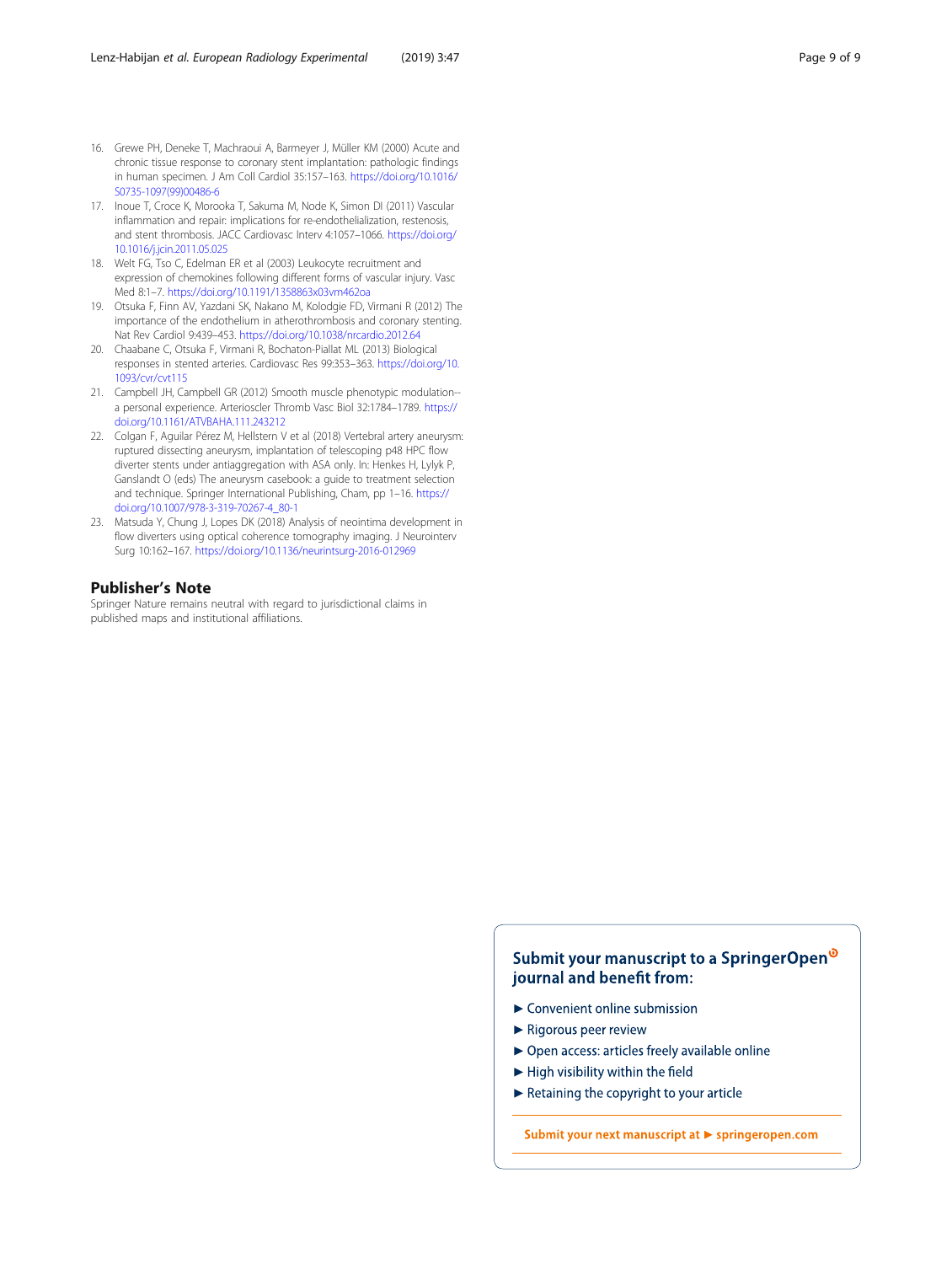16. Grewe PH, Deneke T, Machraoui A, Barmeyer J, Müller KM (2000) Acute and chronic tissue response to coronary stent implantation: pathologic findings in human specimen. J Am Coll Cardiol 35:157–163. https://doi.org/10.1016/S0735-1097(99)00486-6
17. Inoue T, Croce K, Morooka T, Sakuma M, Node K, Simon DI (2011) Vascular inflammation and repair: implications for re-endothelialization, restenosis, and stent thrombosis. JACC Cardiovasc Interv 4:1057–1066. https://doi.org/10.1016/j.jcin.2011.05.025
18. Welt FG, Tso C, Edelman ER et al (2003) Leukocyte recruitment and expression of chemokines following different forms of vascular injury. Vasc Med 8:1–7. https://doi.org/10.1191/1358863x03vm462oa
19. Otsuka F, Finn AV, Yazdani SK, Nakano M, Kolodgie FD, Virmani R (2012) The importance of the endothelium in atherothrombosis and coronary stenting. Nat Rev Cardiol 9:439–453. https://doi.org/10.1038/nrcardio.2012.64
20. Chaabane C, Otsuka F, Virmani R, Bochaton-Piallat ML (2013) Biological responses in stented arteries. Cardiovasc Res 99:353–363. https://doi.org/10.1093/cvr/cvt115
21. Campbell JH, Campbell GR (2012) Smooth muscle phenotypic modulation--a personal experience. Arterioscler Thromb Vasc Biol 32:1784–1789. https://doi.org/10.1161/ATVBAHA.111.243212
22. Colgan F, Aguilar Pérez M, Hellstern V et al (2018) Vertebral artery aneurysm: ruptured dissecting aneurysm, implantation of telescoping p48 HPC flow diverter stents under antiaggregation with ASA only. In: Henkes H, Lylyk P, Ganslandt O (eds) The aneurysm casebook: a guide to treatment selection and technique. Springer International Publishing, Cham, pp 1–16. https://doi.org/10.1007/978-3-319-70267-4_80-1
23. Matsuda Y, Chung J, Lopes DK (2018) Analysis of neointima development in flow diverters using optical coherence tomography imaging. J Neurointerv Surg 10:162–167. https://doi.org/10.1136/neurintsurg-2016-012969

## Publisher's Note

Springer Nature remains neutral with regard to jurisdictional claims in published maps and institutional affiliations.

**Submit your manuscript to a SpringerOpen journal and benefit from:**

- ► Convenient online submission
- ► Rigorous peer review
- ► Open access: articles freely available online
- ► High visibility within the field
- ► Retaining the copyright to your article

**Submit your next manuscript at ► springeropen.com**